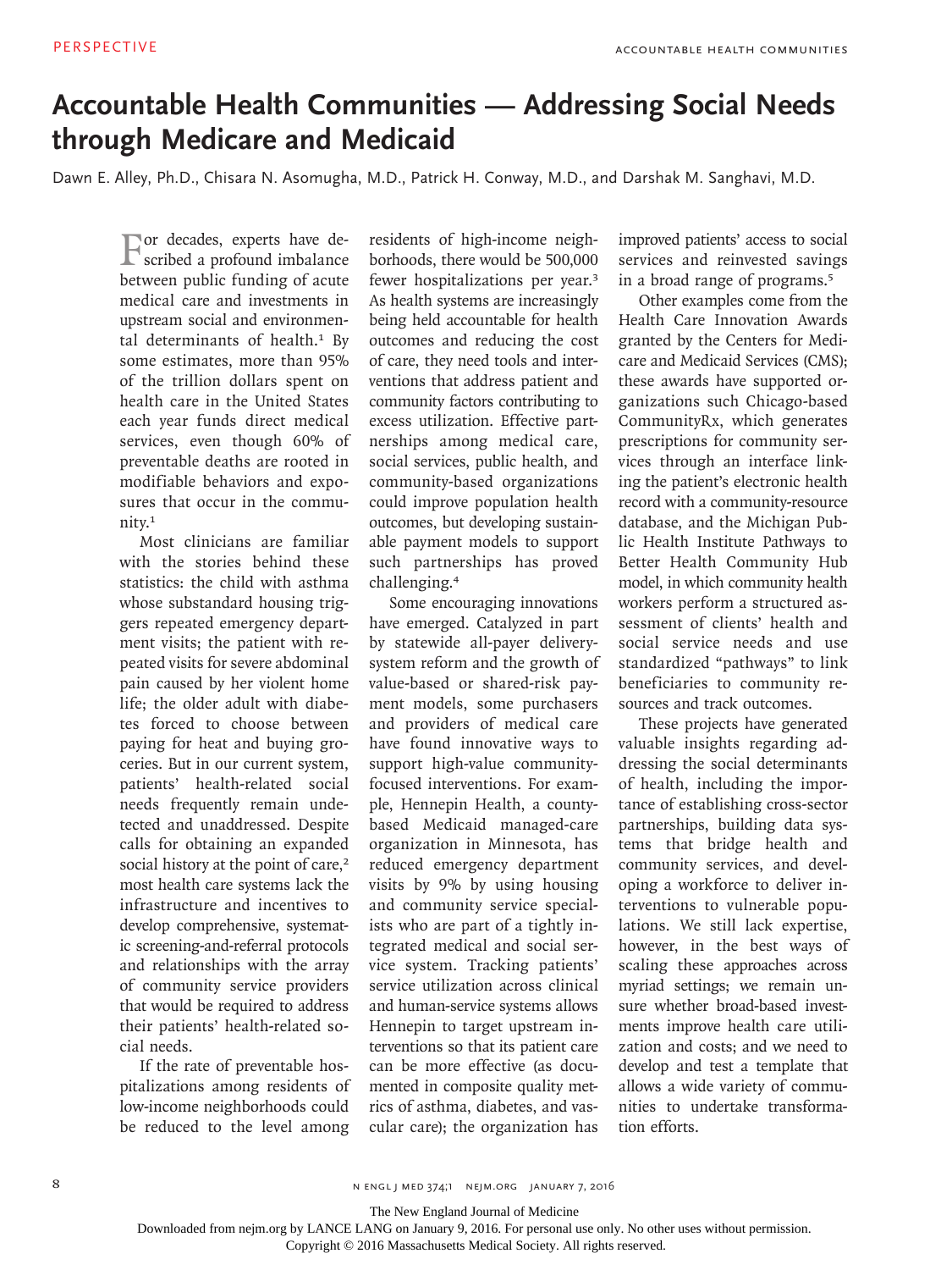# Accountable Health Communities — Addressing Social Needs through Medicare and Medicaid

Dawn E. Alley, Ph.D., Chisara N. Asomugha, M.D., Patrick H. Conway, M.D., and Darshak M. Sanghavi, M.D.

For decades, experts have described a profound imbalance between public funding of acute medical care and investments in upstream social and environmental determinants of health.[1] By some estimates, more than 95% of the trillion dollars spent on health care in the United States each year funds direct medical services, even though 60% of preventable deaths are rooted in modifiable behaviors and exposures that occur in the community.[1]

Most clinicians are familiar with the stories behind these statistics: the child with asthma whose substandard housing triggers repeated emergency department visits; the patient with repeated visits for severe abdominal pain caused by her violent home life; the older adult with diabetes forced to choose between paying for heat and buying groceries. But in our current system, patients' health-related social needs frequently remain undetected and unaddressed. Despite calls for obtaining an expanded social history at the point of care,[2] most health care systems lack the infrastructure and incentives to develop comprehensive, systematic screening-and-referral protocols and relationships with the array of community service providers that would be required to address their patients' health-related social needs.

If the rate of preventable hospitalizations among residents of low-income neighborhoods could be reduced to the level among residents of high-income neighborhoods, there would be 500,000 fewer hospitalizations per year.[3] As health systems are increasingly being held accountable for health outcomes and reducing the cost of care, they need tools and interventions that address patient and community factors contributing to excess utilization. Effective partnerships among medical care, social services, public health, and community-based organizations could improve population health outcomes, but developing sustainable payment models to support such partnerships has proved challenging.[4]

Some encouraging innovations have emerged. Catalyzed in part by statewide all-payer delivery-system reform and the growth of value-based or shared-risk payment models, some purchasers and providers of medical care have found innovative ways to support high-value community-focused interventions. For example, Hennepin Health, a county-based Medicaid managed-care organization in Minnesota, has reduced emergency department visits by 9% by using housing and community service specialists who are part of a tightly integrated medical and social service system. Tracking patients' service utilization across clinical and human-service systems allows Hennepin to target upstream interventions so that its patient care can be more effective (as documented in composite quality metrics of asthma, diabetes, and vascular care); the organization has improved patients' access to social services and reinvested savings in a broad range of programs.[5]

Other examples come from the Health Care Innovation Awards granted by the Centers for Medicare and Medicaid Services (CMS); these awards have supported organizations such Chicago-based CommunityRx, which generates prescriptions for community services through an interface linking the patient's electronic health record with a community-resource database, and the Michigan Public Health Institute Pathways to Better Health Community Hub model, in which community health workers perform a structured assessment of clients' health and social service needs and use standardized "pathways" to link beneficiaries to community resources and track outcomes.

These projects have generated valuable insights regarding addressing the social determinants of health, including the importance of establishing cross-sector partnerships, building data systems that bridge health and community services, and developing a workforce to deliver interventions to vulnerable populations. We still lack expertise, however, in the best ways of scaling these approaches across myriad settings; we remain unsure whether broad-based investments improve health care utilization and costs; and we need to develop and test a template that allows a wide variety of communities to undertake transformation efforts.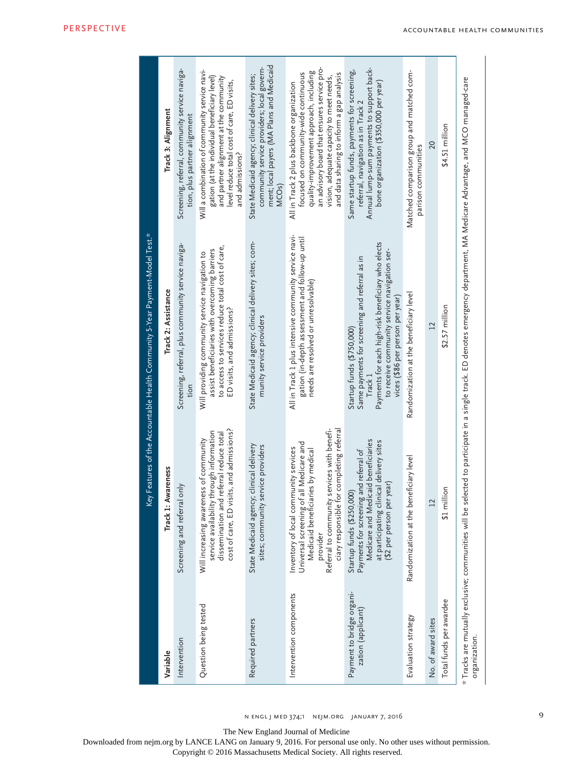Key Features of the Accountable Health Community 5-Year Payment-Model Test.*

| Variable | Track 1: Awareness | Track 2: Assistance | Track 3: Alignment |
|---|---|---|---|
| Intervention | Screening and referral only | Screening, referral, plus community service navigation | Screening, referral, community service navigation, plus partner alignment |
| Question being tested | Will increasing awareness of community service availability through information dissemination and referral reduce total cost of care, ED visits, and admissions? | Will providing community service navigation to assist beneficiaries with overcoming barriers to access to services reduce total cost of care, ED visits, and admissions? | Will a combination of community service navigation (at the individual beneficiary level) and partner alignment at the community level reduce total cost of care, ED visits, and admissions? |
| Required partners | State Medicaid agency; clinical delivery sites; community service providers | State Medicaid agency; clinical delivery sites; community service providers | State Medicaid agency; clinical delivery sites; community service providers; local government; local payers (MA Plans and Medicaid MCOs) |
| Intervention components | Inventory of local community services<br>Universal screening of all Medicare and Medicaid beneficiaries by medical provider<br>Referral to community services with beneficiary responsible for completing referral | All in Track 1 plus intensive community service navigation (in-depth assessment and follow-up until needs are resolved or unresolvable) | All in Track 2 plus backbone organization focused on community-wide continuous quality-improvement approach, including an advisory board that ensures service provision, adequate capacity to meet needs, and data sharing to inform a gap analysis |
| Payment to bridge organization (applicant) | Startup funds ($250,000)<br>Payments for screening and referral of Medicare and Medicaid beneficiaries at participating clinical delivery sites ($2 per person per year) | Startup funds ($750,000)<br>Same payments for screening and referral as in Track 1<br>Payments for each high-risk beneficiary who elects to receive community service navigation services ($86 per person per year) | Same startup funds, payments for screening, referral, navigation as in Track 2<br>Annual lump-sum payments to support backbone organization ($350,000 per year) |
| Evaluation strategy | Randomization at the beneficiary level | Randomization at the beneficiary level | Matched comparison group and matched comparison communities |
| No. of award sites | 12 | 12 | 20 |
| Total funds per awardee | $1 million | $2.57 million | $4.51 million |

* Tracks are mutually exclusive; communities will be selected to participate in a single track. ED denotes emergency department, MA Medicare Advantage, and MCO managed-care organization.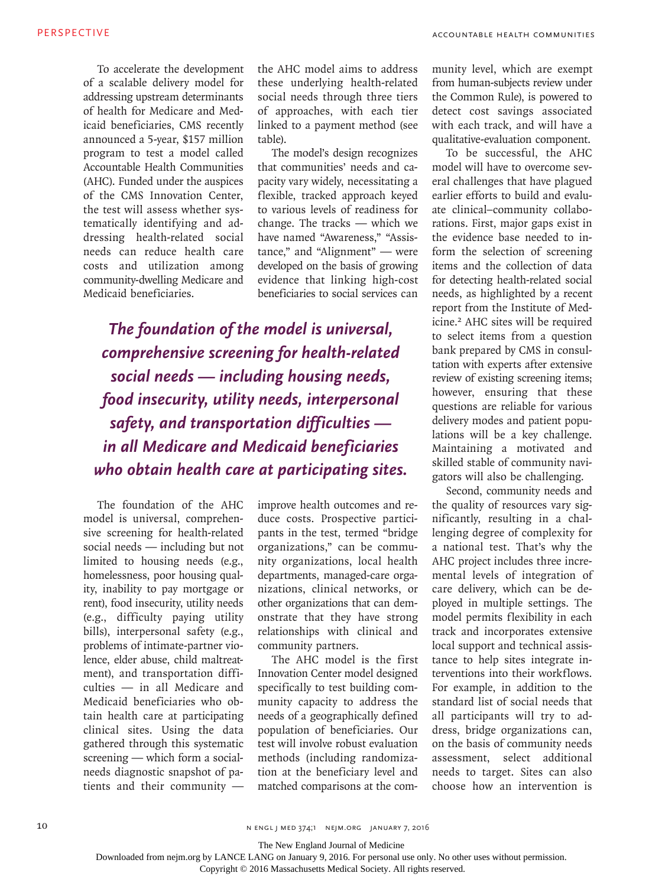To accelerate the development of a scalable delivery model for addressing upstream determinants of health for Medicare and Medicaid beneficiaries, CMS recently announced a 5-year, $157 million program to test a model called Accountable Health Communities (AHC). Funded under the auspices of the CMS Innovation Center, the test will assess whether systematically identifying and addressing health-related social needs can reduce health care costs and utilization among community-dwelling Medicare and Medicaid beneficiaries.

***The foundation of the model is universal, comprehensive screening for health-related social needs — including housing needs, food insecurity, utility needs, interpersonal safety, and transportation difficulties — in all Medicare and Medicaid beneficiaries who obtain health care at participating sites.***

The foundation of the AHC model is universal, comprehensive screening for health-related social needs — including but not limited to housing needs (e.g., homelessness, poor housing quality, inability to pay mortgage or rent), food insecurity, utility needs (e.g., difficulty paying utility bills), interpersonal safety (e.g., problems of intimate-partner violence, elder abuse, child maltreatment), and transportation difficulties — in all Medicare and Medicaid beneficiaries who obtain health care at participating clinical sites. Using the data gathered through this systematic screening — which form a social-needs diagnostic snapshot of patients and their community — the AHC model aims to address these underlying health-related social needs through three tiers of approaches, with each tier linked to a payment method (see table).

The model's design recognizes that communities' needs and capacity vary widely, necessitating a flexible, tracked approach keyed to various levels of readiness for change. The tracks — which we have named "Awareness," "Assistance," and "Alignment" — were developed on the basis of growing evidence that linking high-cost beneficiaries to social services can improve health outcomes and reduce costs. Prospective participants in the test, termed "bridge organizations," can be community organizations, local health departments, managed-care organizations, clinical networks, or other organizations that can demonstrate that they have strong relationships with clinical and community partners.

The AHC model is the first Innovation Center model designed specifically to test building community capacity to address the needs of a geographically defined population of beneficiaries. Our test will involve robust evaluation methods (including randomization at the beneficiary level and matched comparisons at the community level, which are exempt from human-subjects review under the Common Rule), is powered to detect cost savings associated with each track, and will have a qualitative-evaluation component.

To be successful, the AHC model will have to overcome several challenges that have plagued earlier efforts to build and evaluate clinical–community collaborations. First, major gaps exist in the evidence base needed to inform the selection of screening items and the collection of data for detecting health-related social needs, as highlighted by a recent report from the Institute of Medicine.[2] AHC sites will be required to select items from a question bank prepared by CMS in consultation with experts after extensive review of existing screening items; however, ensuring that these questions are reliable for various delivery modes and patient populations will be a key challenge. Maintaining a motivated and skilled stable of community navigators will also be challenging.

Second, community needs and the quality of resources vary significantly, resulting in a challenging degree of complexity for a national test. That's why the AHC project includes three incremental levels of integration of care delivery, which can be deployed in multiple settings. The model permits flexibility in each track and incorporates extensive local support and technical assistance to help sites integrate interventions into their workflows. For example, in addition to the standard list of social needs that all participants will try to address, bridge organizations can, on the basis of community needs assessment, select additional needs to target. Sites can also choose how an intervention is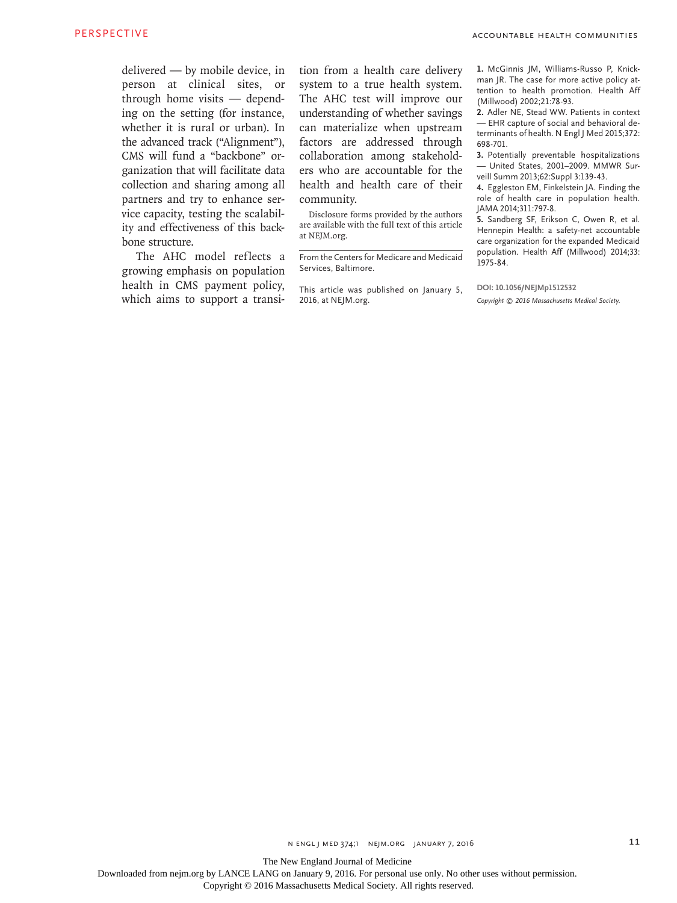delivered — by mobile device, in person at clinical sites, or through home visits — depending on the setting (for instance, whether it is rural or urban). In the advanced track ("Alignment"), CMS will fund a "backbone" organization that will facilitate data collection and sharing among all partners and try to enhance service capacity, testing the scalability and effectiveness of this backbone structure.

The AHC model reflects a growing emphasis on population health in CMS payment policy, which aims to support a transition from a health care delivery system to a true health system. The AHC test will improve our understanding of whether savings can materialize when upstream factors are addressed through collaboration among stakeholders who are accountable for the health and health care of their community.

Disclosure forms provided by the authors are available with the full text of this article at NEJM.org.

From the Centers for Medicare and Medicaid Services, Baltimore.

This article was published on January 5, 2016, at NEJM.org.

1. McGinnis JM, Williams-Russo P, Knickman JR. The case for more active policy attention to health promotion. Health Aff (Millwood) 2002;21:78-93.
2. Adler NE, Stead WW. Patients in context — EHR capture of social and behavioral determinants of health. N Engl J Med 2015;372:698-701.
3. Potentially preventable hospitalizations — United States, 2001–2009. MMWR Surveill Summ 2013;62:Suppl 3:139-43.
4. Eggleston EM, Finkelstein JA. Finding the role of health care in population health. JAMA 2014;311:797-8.
5. Sandberg SF, Erikson C, Owen R, et al. Hennepin Health: a safety-net accountable care organization for the expanded Medicaid population. Health Aff (Millwood) 2014;33:1975-84.

DOI: 10.1056/NEJMp1512532

*Copyright © 2016 Massachusetts Medical Society.*